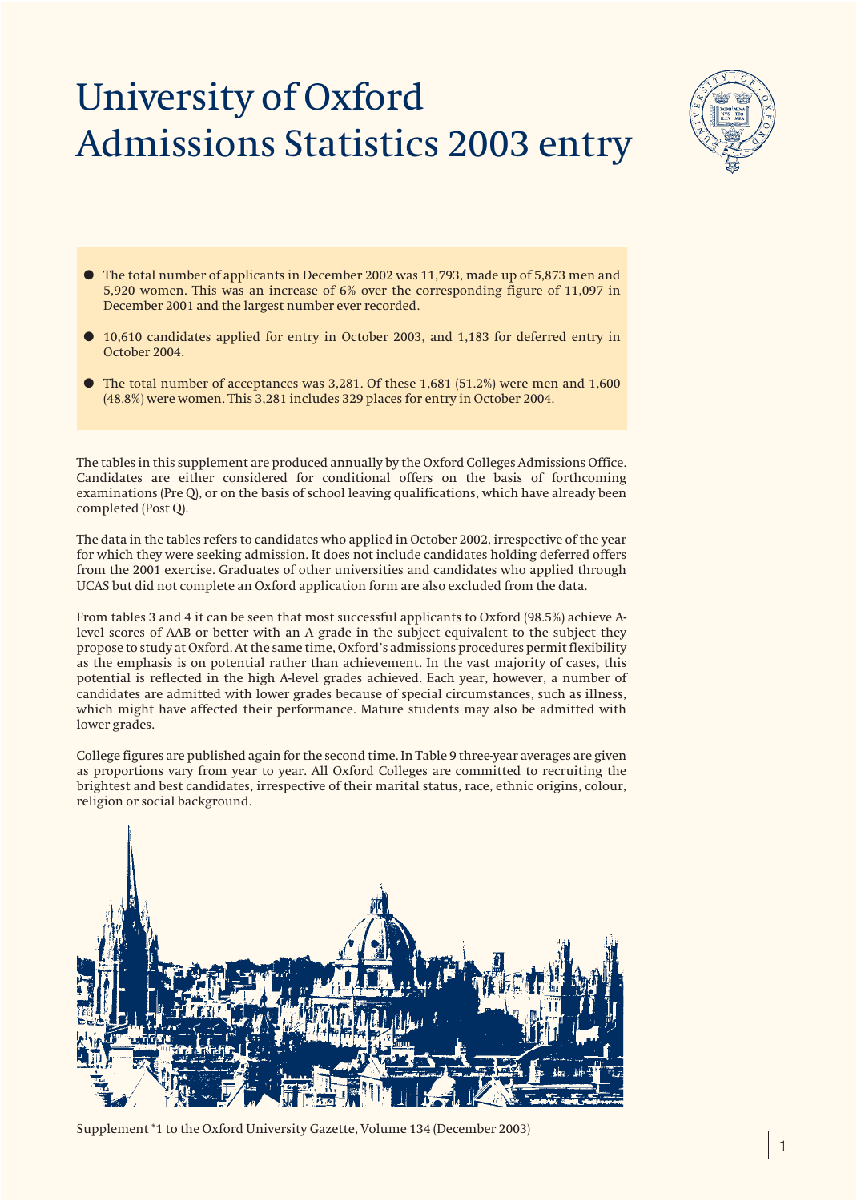# University of Oxford Admissions Statistics 2003 entry

- The total number of applicants in December 2002 was 11,793, made up of 5,873 men and 5,920 women. This was an increase of 6% over the corresponding figure of 11,097 in December 2001 and the largest number ever recorded.
- 10,610 candidates applied for entry in October 2003, and 1,183 for deferred entry in October 2004.
- The total number of acceptances was 3,281. Of these 1,681 (51.2%) were men and 1,600 (48.8%) were women. This 3,281 includes 329 places for entry in October 2004.

The tables in this supplement are produced annually by the Oxford Colleges Admissions Office. Candidates are either considered for conditional offers on the basis of forthcoming examinations (Pre Q), or on the basis of school leaving qualifications, which have already been completed (Post Q).

The data in the tables refers to candidates who applied in October 2002, irrespective of the year for which they were seeking admission. It does not include candidates holding deferred offers from the 2001 exercise. Graduates of other universities and candidates who applied through UCAS but did not complete an Oxford application form are also excluded from the data.

From tables 3 and 4 it can be seen that most successful applicants to Oxford (98.5%) achieve A-level scores of AAB or better with an A grade in the subject equivalent to the subject they propose to study at Oxford. At the same time, Oxford's admissions procedures permit flexibility as the emphasis is on potential rather than achievement. In the vast majority of cases, this potential is reflected in the high A-level grades achieved. Each year, however, a number of candidates are admitted with lower grades because of special circumstances, such as illness, which might have affected their performance. Mature students may also be admitted with lower grades.

College figures are published again for the second time. In Table 9 three-year averages are given as proportions vary from year to year. All Oxford Colleges are committed to recruiting the brightest and best candidates, irrespective of their marital status, race, ethnic origins, colour, religion or social background.

Supplement *1 to the Oxford University Gazette, Volume 134 (December 2003)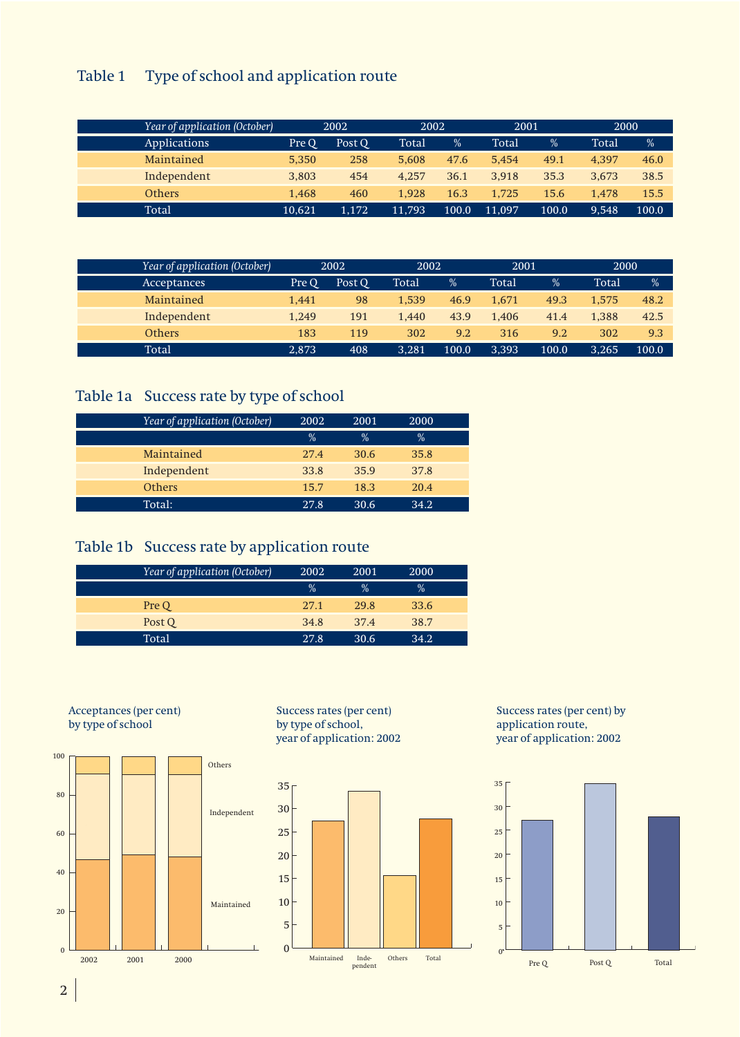## Table 1 Type of school and application route

| *Year of application (October)* | 2002 | | 2002 | | 2001 | | 2000 | |
|---|---|---|---|---|---|---|---|---|
| Applications | Pre Q | Post Q | Total | % | Total | % | Total | % |
| Maintained | 5,350 | 258 | 5,608 | 47.6 | 5,454 | 49.1 | 4,397 | 46.0 |
| Independent | 3,803 | 454 | 4,257 | 36.1 | 3,918 | 35.3 | 3,673 | 38.5 |
| Others | 1,468 | 460 | 1,928 | 16.3 | 1,725 | 15.6 | 1,478 | 15.5 |
| Total | 10,621 | 1,172 | 11,793 | 100.0 | 11,097 | 100.0 | 9,548 | 100.0 |

| *Year of application (October)* | 2002 | | 2002 | | 2001 | | 2000 | |
|---|---|---|---|---|---|---|---|---|
| Acceptances | Pre Q | Post Q | Total | % | Total | % | Total | % |
| Maintained | 1,441 | 98 | 1,539 | 46.9 | 1,671 | 49.3 | 1,575 | 48.2 |
| Independent | 1,249 | 191 | 1,440 | 43.9 | 1,406 | 41.4 | 1,388 | 42.5 |
| Others | 183 | 119 | 302 | 9.2 | 316 | 9.2 | 302 | 9.3 |
| Total | 2,873 | 408 | 3,281 | 100.0 | 3,393 | 100.0 | 3,265 | 100.0 |

## Table 1a Success rate by type of school

| *Year of application (October)* | 2002 | 2001 | 2000 |
|---|---|---|---|
| | % | % | % |
| Maintained | 27.4 | 30.6 | 35.8 |
| Independent | 33.8 | 35.9 | 37.8 |
| Others | 15.7 | 18.3 | 20.4 |
| Total: | 27.8 | 30.6 | 34.2 |

## Table 1b Success rate by application route

| *Year of application (October)* | 2002 | 2001 | 2000 |
|---|---|---|---|
| | % | % | % |
| Pre Q | 27.1 | 29.8 | 33.6 |
| Post Q | 34.8 | 37.4 | 38.7 |
| Total | 27.8 | 30.6 | 34.2 |

Acceptances (per cent) by type of school

Success rates (per cent) by type of school, year of application: 2002

Success rates (per cent) by application route, year of application: 2002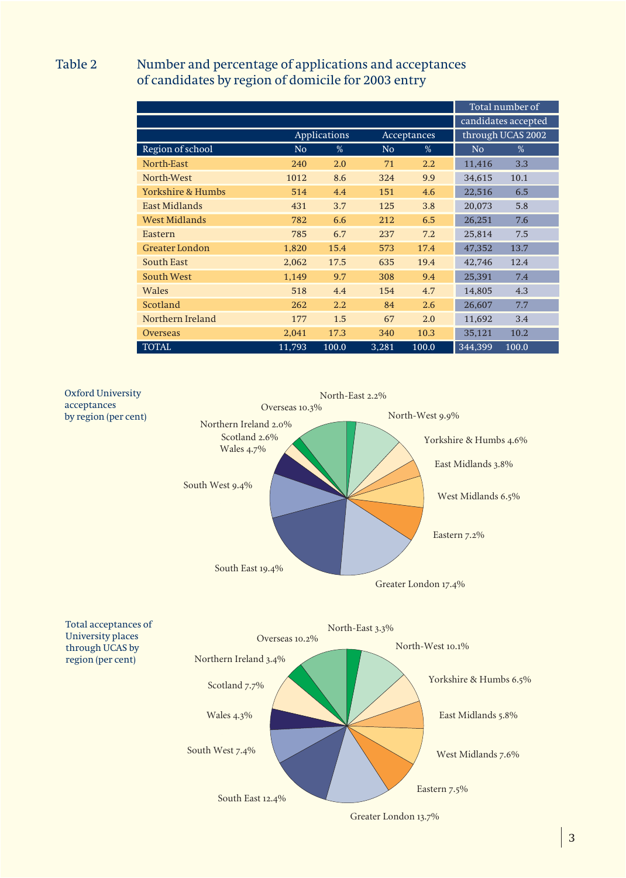Table 2 Number and percentage of applications and acceptances of candidates by region of domicile for 2003 entry

| Region of school | Applications No | Applications % | Acceptances No | Acceptances % | Total number of candidates accepted through UCAS 2002 No | Total number of candidates accepted through UCAS 2002 % |
|---|---|---|---|---|---|---|
| North-East | 240 | 2.0 | 71 | 2.2 | 11,416 | 3.3 |
| North-West | 1012 | 8.6 | 324 | 9.9 | 34,615 | 10.1 |
| Yorkshire & Humbs | 514 | 4.4 | 151 | 4.6 | 22,516 | 6.5 |
| East Midlands | 431 | 3.7 | 125 | 3.8 | 20,073 | 5.8 |
| West Midlands | 782 | 6.6 | 212 | 6.5 | 26,251 | 7.6 |
| Eastern | 785 | 6.7 | 237 | 7.2 | 25,814 | 7.5 |
| Greater London | 1,820 | 15.4 | 573 | 17.4 | 47,352 | 13.7 |
| South East | 2,062 | 17.5 | 635 | 19.4 | 42,746 | 12.4 |
| South West | 1,149 | 9.7 | 308 | 9.4 | 25,391 | 7.4 |
| Wales | 518 | 4.4 | 154 | 4.7 | 14,805 | 4.3 |
| Scotland | 262 | 2.2 | 84 | 2.6 | 26,607 | 7.7 |
| Northern Ireland | 177 | 1.5 | 67 | 2.0 | 11,692 | 3.4 |
| Overseas | 2,041 | 17.3 | 340 | 10.3 | 35,121 | 10.2 |
| TOTAL | 11,793 | 100.0 | 3,281 | 100.0 | 344,399 | 100.0 |

Oxford University acceptances by region (per cent)

North-East 2.2%, North-West 9.9%, Yorkshire & Humbs 4.6%, East Midlands 3.8%, West Midlands 6.5%, Eastern 7.2%, Greater London 17.4%, South East 19.4%, South West 9.4%, Wales 4.7%, Scotland 2.6%, Northern Ireland 2.0%, Overseas 10.3%

Total acceptances of University places through UCAS by region (per cent)

North-East 3.3%, North-West 10.1%, Yorkshire & Humbs 6.5%, East Midlands 5.8%, West Midlands 7.6%, Eastern 7.5%, Greater London 13.7%, South East 12.4%, South West 7.4%, Wales 4.3%, Scotland 7.7%, Northern Ireland 3.4%, Overseas 10.2%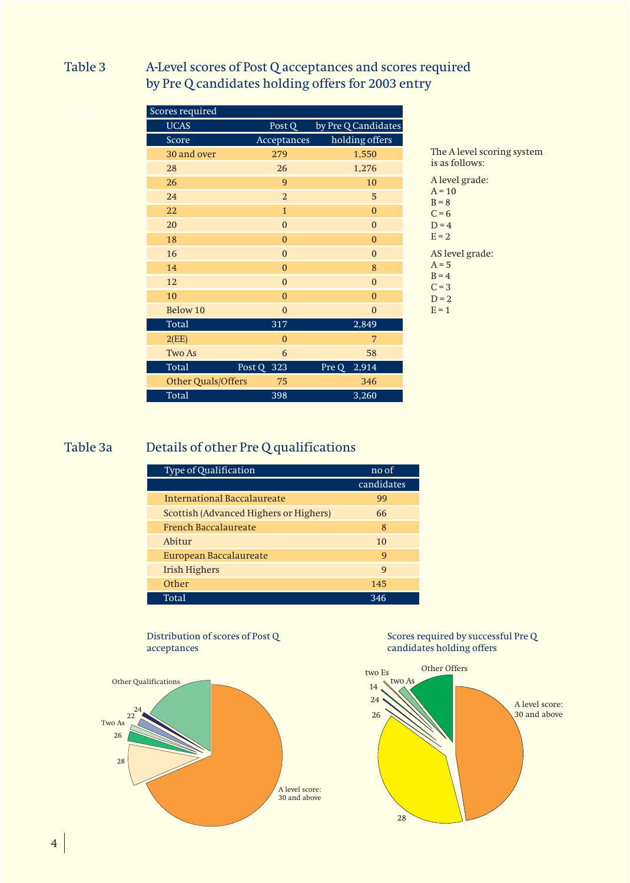## Table 3 A-Level scores of Post Q acceptances and scores required by Pre Q candidates holding offers for 2003 entry

| Scores required | | |
|---|---|---|
| UCAS Score | Post Q Acceptances | by Pre Q Candidates holding offers |
| 30 and over | 279 | 1,550 |
| 28 | 26 | 1,276 |
| 26 | 9 | 10 |
| 24 | 2 | 5 |
| 22 | 1 | 0 |
| 20 | 0 | 0 |
| 18 | 0 | 0 |
| 16 | 0 | 0 |
| 14 | 0 | 8 |
| 12 | 0 | 0 |
| 10 | 0 | 0 |
| Below 10 | 0 | 0 |
| Total | 317 | 2,849 |
| 2(EE) | 0 | 7 |
| Two As | 6 | 58 |
| Total | Post Q 323 | Pre Q 2,914 |
| Other Quals/Offers | 75 | 346 |
| Total | 398 | 3,260 |

The A level scoring system is as follows:

A level grade:
A = 10
B = 8
C = 6
D = 4
E = 2

AS level grade:
A = 5
B = 4
C = 3
D = 2
E = 1

## Table 3a Details of other Pre Q qualifications

| Type of Qualification | no of candidates |
|---|---|
| International Baccalaureate | 99 |
| Scottish (Advanced Highers or Highers) | 66 |
| French Baccalaureate | 8 |
| Abitur | 10 |
| European Baccalaureate | 9 |
| Irish Highers | 9 |
| Other | 145 |
| Total | 346 |

Distribution of scores of Post Q acceptances

Other Qualifications, 24, 22, Two As, 26, 28, A level score: 30 and above

Scores required by successful Pre Q candidates holding offers

two Es, Other Offers, 14, two As, 24, 26, A level score: 30 and above, 28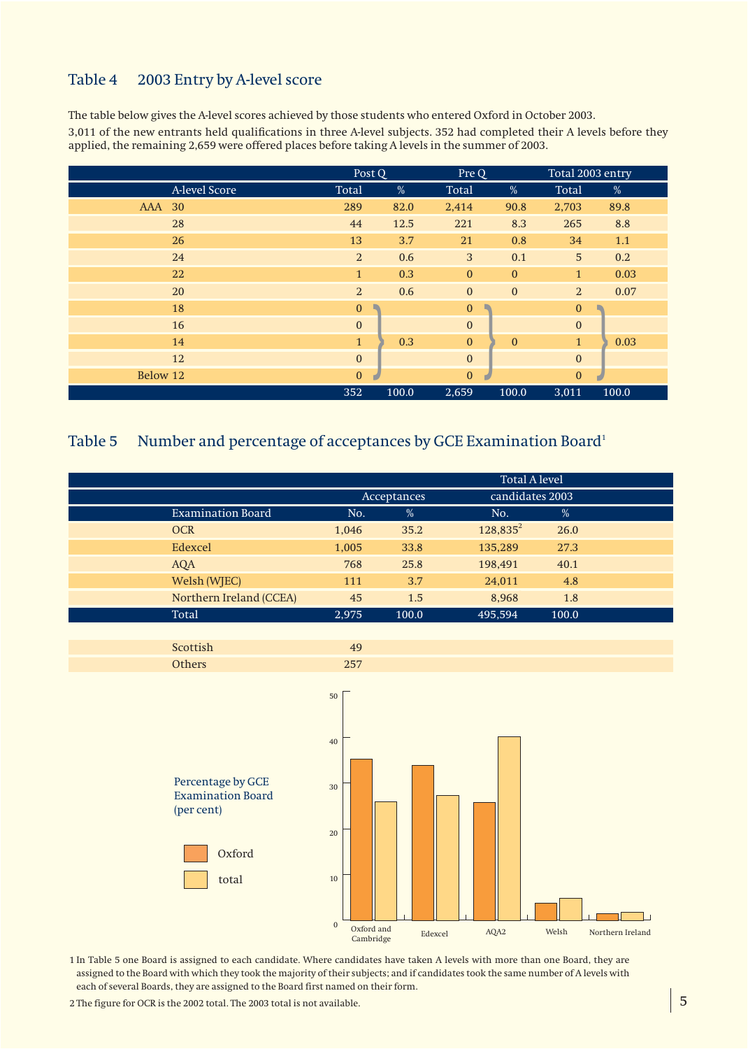## Table 4 2003 Entry by A-level score

The table below gives the A-level scores achieved by those students who entered Oxford in October 2003.

3,011 of the new entrants held qualifications in three A-level subjects. 352 had completed their A levels before they applied, the remaining 2,659 were offered places before taking A levels in the summer of 2003.

| | Post Q | | Pre Q | | Total 2003 entry | |
|---|---|---|---|---|---|---|
| A-level Score | Total | % | Total | % | Total | % |
| AAA 30 | 289 | 82.0 | 2,414 | 90.8 | 2,703 | 89.8 |
| 28 | 44 | 12.5 | 221 | 8.3 | 265 | 8.8 |
| 26 | 13 | 3.7 | 21 | 0.8 | 34 | 1.1 |
| 24 | 2 | 0.6 | 3 | 0.1 | 5 | 0.2 |
| 22 | 1 | 0.3 | 0 | 0 | 1 | 0.03 |
| 20 | 2 | 0.6 | 0 | 0 | 2 | 0.07 |
| 18 | 0 | | 0 | | 0 | |
| 16 | 0 | | 0 | | 0 | |
| 14 | 1 | 0.3 | 0 | 0 | 1 | 0.03 |
| 12 | 0 | | 0 | | 0 | |
| Below 12 | 0 | | 0 | | 0 | |
| | 352 | 100.0 | 2,659 | 100.0 | 3,011 | 100.0 |

## Table 5 Number and percentage of acceptances by GCE Examination Board[1]

| | Acceptances | | Total A level candidates 2003 | |
|---|---|---|---|---|
| Examination Board | No. | % | No. | % |
| OCR | 1,046 | 35.2 | 128,835[2] | 26.0 |
| Edexcel | 1,005 | 33.8 | 135,289 | 27.3 |
| AQA | 768 | 25.8 | 198,491 | 40.1 |
| Welsh (WJEC) | 111 | 3.7 | 24,011 | 4.8 |
| Northern Ireland (CCEA) | 45 | 1.5 | 8,968 | 1.8 |
| Total | 2,975 | 100.0 | 495,594 | 100.0 |
| | | | | |
| Scottish | 49 | | | |
| Others | 257 | | | |

Percentage by GCE Examination Board (per cent)

| Board | Oxford | total |
|---|---|---|
| Oxford and Cambridge | 35.2 | 26.0 |
| Edexcel | 33.8 | 27.3 |
| AQA2 | 25.8 | 40.1 |
| Welsh | 3.7 | 4.8 |
| Northern Ireland | 1.5 | 1.8 |

1 In Table 5 one Board is assigned to each candidate. Where candidates have taken A levels with more than one Board, they are assigned to the Board with which they took the majority of their subjects; and if candidates took the same number of A levels with each of several Boards, they are assigned to the Board first named on their form.

2 The figure for OCR is the 2002 total. The 2003 total is not available.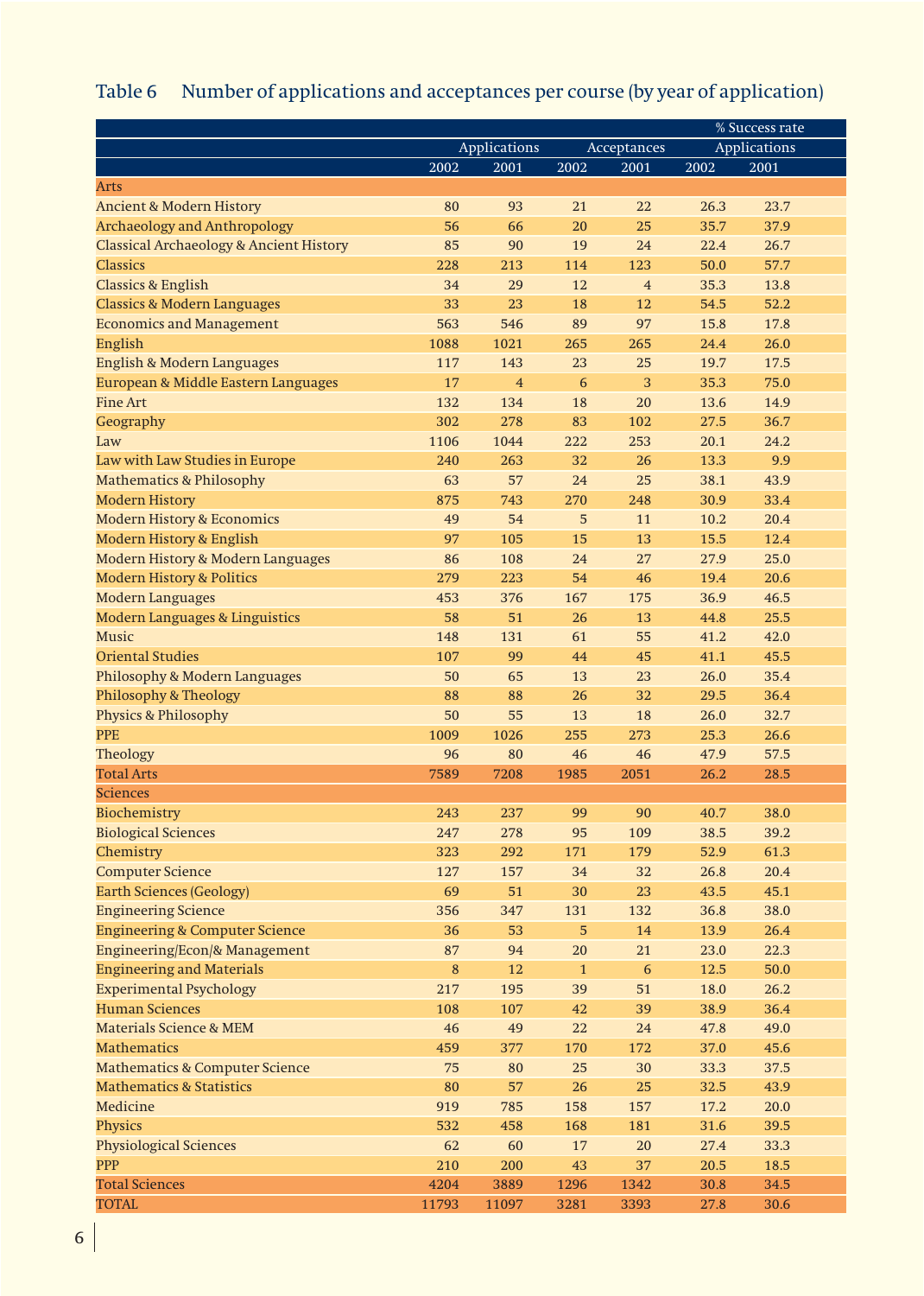## Table 6 Number of applications and acceptances per course (by year of application)

| | Applications | | Acceptances | | % Success rate Applications | |
|---|---|---|---|---|---|---|
| | 2002 | 2001 | 2002 | 2001 | 2002 | 2001 |
| **Arts** | | | | | | |
| Ancient & Modern History | 80 | 93 | 21 | 22 | 26.3 | 23.7 |
| Archaeology and Anthropology | 56 | 66 | 20 | 25 | 35.7 | 37.9 |
| Classical Archaeology & Ancient History | 85 | 90 | 19 | 24 | 22.4 | 26.7 |
| Classics | 228 | 213 | 114 | 123 | 50.0 | 57.7 |
| Classics & English | 34 | 29 | 12 | 4 | 35.3 | 13.8 |
| Classics & Modern Languages | 33 | 23 | 18 | 12 | 54.5 | 52.2 |
| Economics and Management | 563 | 546 | 89 | 97 | 15.8 | 17.8 |
| English | 1088 | 1021 | 265 | 265 | 24.4 | 26.0 |
| English & Modern Languages | 117 | 143 | 23 | 25 | 19.7 | 17.5 |
| European & Middle Eastern Languages | 17 | 4 | 6 | 3 | 35.3 | 75.0 |
| Fine Art | 132 | 134 | 18 | 20 | 13.6 | 14.9 |
| Geography | 302 | 278 | 83 | 102 | 27.5 | 36.7 |
| Law | 1106 | 1044 | 222 | 253 | 20.1 | 24.2 |
| Law with Law Studies in Europe | 240 | 263 | 32 | 26 | 13.3 | 9.9 |
| Mathematics & Philosophy | 63 | 57 | 24 | 25 | 38.1 | 43.9 |
| Modern History | 875 | 743 | 270 | 248 | 30.9 | 33.4 |
| Modern History & Economics | 49 | 54 | 5 | 11 | 10.2 | 20.4 |
| Modern History & English | 97 | 105 | 15 | 13 | 15.5 | 12.4 |
| Modern History & Modern Languages | 86 | 108 | 24 | 27 | 27.9 | 25.0 |
| Modern History & Politics | 279 | 223 | 54 | 46 | 19.4 | 20.6 |
| Modern Languages | 453 | 376 | 167 | 175 | 36.9 | 46.5 |
| Modern Languages & Linguistics | 58 | 51 | 26 | 13 | 44.8 | 25.5 |
| Music | 148 | 131 | 61 | 55 | 41.2 | 42.0 |
| Oriental Studies | 107 | 99 | 44 | 45 | 41.1 | 45.5 |
| Philosophy & Modern Languages | 50 | 65 | 13 | 23 | 26.0 | 35.4 |
| Philosophy & Theology | 88 | 88 | 26 | 32 | 29.5 | 36.4 |
| Physics & Philosophy | 50 | 55 | 13 | 18 | 26.0 | 32.7 |
| PPE | 1009 | 1026 | 255 | 273 | 25.3 | 26.6 |
| Theology | 96 | 80 | 46 | 46 | 47.9 | 57.5 |
| Total Arts | 7589 | 7208 | 1985 | 2051 | 26.2 | 28.5 |
| **Sciences** | | | | | | |
| Biochemistry | 243 | 237 | 99 | 90 | 40.7 | 38.0 |
| Biological Sciences | 247 | 278 | 95 | 109 | 38.5 | 39.2 |
| Chemistry | 323 | 292 | 171 | 179 | 52.9 | 61.3 |
| Computer Science | 127 | 157 | 34 | 32 | 26.8 | 20.4 |
| Earth Sciences (Geology) | 69 | 51 | 30 | 23 | 43.5 | 45.1 |
| Engineering Science | 356 | 347 | 131 | 132 | 36.8 | 38.0 |
| Engineering & Computer Science | 36 | 53 | 5 | 14 | 13.9 | 26.4 |
| Engineering/Econ/& Management | 87 | 94 | 20 | 21 | 23.0 | 22.3 |
| Engineering and Materials | 8 | 12 | 1 | 6 | 12.5 | 50.0 |
| Experimental Psychology | 217 | 195 | 39 | 51 | 18.0 | 26.2 |
| Human Sciences | 108 | 107 | 42 | 39 | 38.9 | 36.4 |
| Materials Science & MEM | 46 | 49 | 22 | 24 | 47.8 | 49.0 |
| Mathematics | 459 | 377 | 170 | 172 | 37.0 | 45.6 |
| Mathematics & Computer Science | 75 | 80 | 25 | 30 | 33.3 | 37.5 |
| Mathematics & Statistics | 80 | 57 | 26 | 25 | 32.5 | 43.9 |
| Medicine | 919 | 785 | 158 | 157 | 17.2 | 20.0 |
| Physics | 532 | 458 | 168 | 181 | 31.6 | 39.5 |
| Physiological Sciences | 62 | 60 | 17 | 20 | 27.4 | 33.3 |
| PPP | 210 | 200 | 43 | 37 | 20.5 | 18.5 |
| Total Sciences | 4204 | 3889 | 1296 | 1342 | 30.8 | 34.5 |
| TOTAL | 11793 | 11097 | 3281 | 3393 | 27.8 | 30.6 |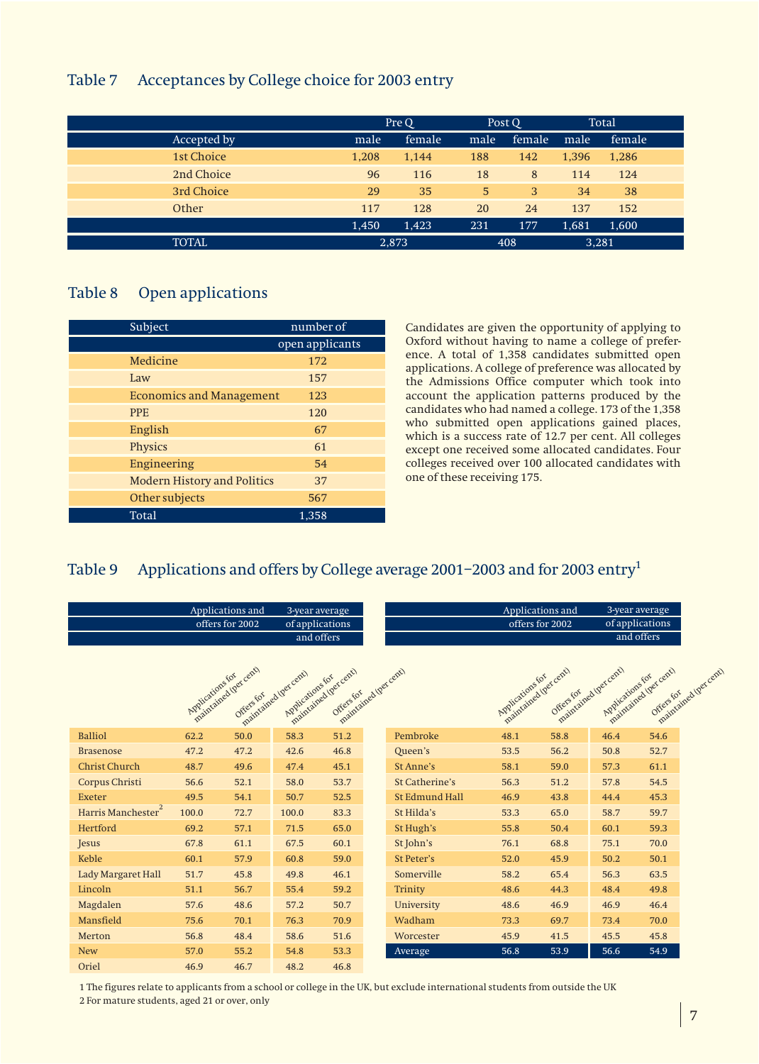## Table 7 Acceptances by College choice for 2003 entry

| | Pre Q | | Post Q | | Total | |
|---|---|---|---|---|---|---|
| Accepted by | male | female | male | female | male | female |
| 1st Choice | 1,208 | 1,144 | 188 | 142 | 1,396 | 1,286 |
| 2nd Choice | 96 | 116 | 18 | 8 | 114 | 124 |
| 3rd Choice | 29 | 35 | 5 | 3 | 34 | 38 |
| Other | 117 | 128 | 20 | 24 | 137 | 152 |
| | 1,450 | 1,423 | 231 | 177 | 1,681 | 1,600 |
| TOTAL | 2,873 | | 408 | | 3,281 | |

## Table 8 Open applications

| Subject | number of open applicants |
|---|---|
| Medicine | 172 |
| Law | 157 |
| Economics and Management | 123 |
| PPE | 120 |
| English | 67 |
| Physics | 61 |
| Engineering | 54 |
| Modern History and Politics | 37 |
| Other subjects | 567 |
| Total | 1,358 |

Candidates are given the opportunity of applying to Oxford without having to name a college of preference. A total of 1,358 candidates submitted open applications. A college of preference was allocated by the Admissions Office computer which took into account the application patterns produced by the candidates who had named a college. 173 of the 1,358 who submitted open applications gained places, which is a success rate of 12.7 per cent. All colleges except one received some allocated candidates. Four colleges received over 100 allocated candidates with one of these receiving 175.

## Table 9 Applications and offers by College average 2001–2003 and for 2003 entry[1]

| | Applications and offers for 2002 | | 3-year average of applications and offers | |
|---|---|---|---|---|
| | Applications for maintained (per cent) | Offers for maintained (per cent) | Applications for maintained (per cent) | Offers for maintained (per cent) |
| Balliol | 62.2 | 50.0 | 58.3 | 51.2 |
| Brasenose | 47.2 | 47.2 | 42.6 | 46.8 |
| Christ Church | 48.7 | 49.6 | 47.4 | 45.1 |
| Corpus Christi | 56.6 | 52.1 | 58.0 | 53.7 |
| Exeter | 49.5 | 54.1 | 50.7 | 52.5 |
| Harris Manchester[2] | 100.0 | 72.7 | 100.0 | 83.3 |
| Hertford | 69.2 | 57.1 | 71.5 | 65.0 |
| Jesus | 67.8 | 61.1 | 67.5 | 60.1 |
| Keble | 60.1 | 57.9 | 60.8 | 59.0 |
| Lady Margaret Hall | 51.7 | 45.8 | 49.8 | 46.1 |
| Lincoln | 51.1 | 56.7 | 55.4 | 59.2 |
| Magdalen | 57.6 | 48.6 | 57.2 | 50.7 |
| Mansfield | 75.6 | 70.1 | 76.3 | 70.9 |
| Merton | 56.8 | 48.4 | 58.6 | 51.6 |
| New | 57.0 | 55.2 | 54.8 | 53.3 |
| Oriel | 46.9 | 46.7 | 48.2 | 46.8 |
| Pembroke | 48.1 | 58.8 | 46.4 | 54.6 |
| Queen's | 53.5 | 56.2 | 50.8 | 52.7 |
| St Anne's | 58.1 | 59.0 | 57.3 | 61.1 |
| St Catherine's | 56.3 | 51.2 | 57.8 | 54.5 |
| St Edmund Hall | 46.9 | 43.8 | 44.4 | 45.3 |
| St Hilda's | 53.3 | 65.0 | 58.7 | 59.7 |
| St Hugh's | 55.8 | 50.4 | 60.1 | 59.3 |
| St John's | 76.1 | 68.8 | 75.1 | 70.0 |
| St Peter's | 52.0 | 45.9 | 50.2 | 50.1 |
| Somerville | 58.2 | 65.4 | 56.3 | 63.5 |
| Trinity | 48.6 | 44.3 | 48.4 | 49.8 |
| University | 48.6 | 46.9 | 46.9 | 46.4 |
| Wadham | 73.3 | 69.7 | 73.4 | 70.0 |
| Worcester | 45.9 | 41.5 | 45.5 | 45.8 |
| Average | 56.8 | 53.9 | 56.6 | 54.9 |

1 The figures relate to applicants from a school or college in the UK, but exclude international students from outside the UK
2 For mature students, aged 21 or over, only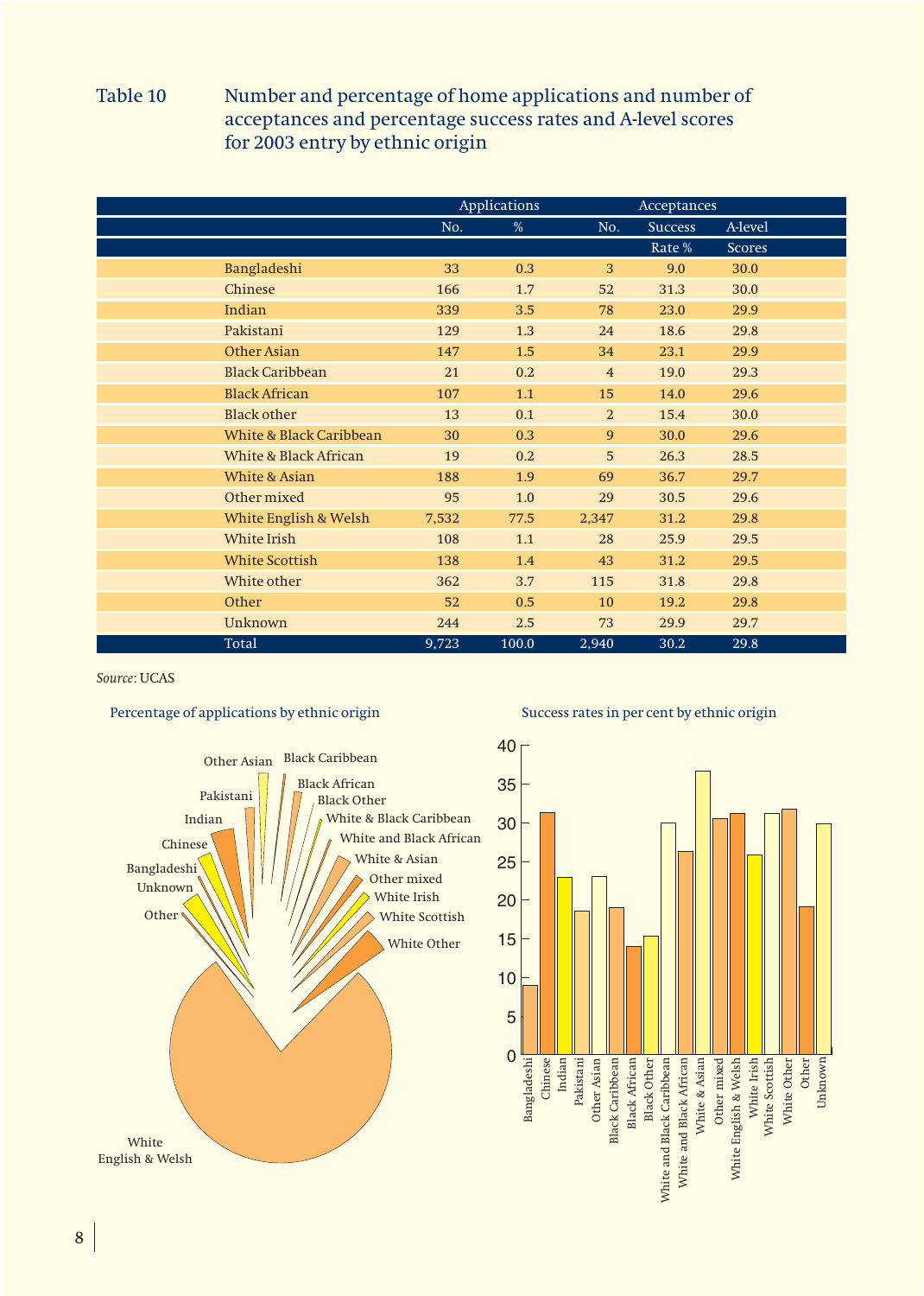Table 10 Number and percentage of home applications and number of acceptances and percentage success rates and A-level scores for 2003 entry by ethnic origin

| | Applications | | Acceptances | | |
|---|---|---|---|---|---|
| | No. | % | No. | Success Rate % | A-level Scores |
| Bangladeshi | 33 | 0.3 | 3 | 9.0 | 30.0 |
| Chinese | 166 | 1.7 | 52 | 31.3 | 30.0 |
| Indian | 339 | 3.5 | 78 | 23.0 | 29.9 |
| Pakistani | 129 | 1.3 | 24 | 18.6 | 29.8 |
| Other Asian | 147 | 1.5 | 34 | 23.1 | 29.9 |
| Black Caribbean | 21 | 0.2 | 4 | 19.0 | 29.3 |
| Black African | 107 | 1.1 | 15 | 14.0 | 29.6 |
| Black other | 13 | 0.1 | 2 | 15.4 | 30.0 |
| White & Black Caribbean | 30 | 0.3 | 9 | 30.0 | 29.6 |
| White & Black African | 19 | 0.2 | 5 | 26.3 | 28.5 |
| White & Asian | 188 | 1.9 | 69 | 36.7 | 29.7 |
| Other mixed | 95 | 1.0 | 29 | 30.5 | 29.6 |
| White English & Welsh | 7,532 | 77.5 | 2,347 | 31.2 | 29.8 |
| White Irish | 108 | 1.1 | 28 | 25.9 | 29.5 |
| White Scottish | 138 | 1.4 | 43 | 31.2 | 29.5 |
| White other | 362 | 3.7 | 115 | 31.8 | 29.8 |
| Other | 52 | 0.5 | 10 | 19.2 | 29.8 |
| Unknown | 244 | 2.5 | 73 | 29.9 | 29.7 |
| Total | 9,723 | 100.0 | 2,940 | 30.2 | 29.8 |

*Source*: UCAS

Percentage of applications by ethnic origin

Other Asian
Black Caribbean
Black African
Black Other
Pakistani
Indian
White & Black Caribbean
White and Black African
Chinese
White & Asian
Bangladeshi
Other mixed
Unknown
White Irish
White Scottish
Other
White Other
White English & Welsh

Success rates in per cent by ethnic origin

40
35
30
25
20
15
10
5
0

Bangladeshi
Chinese
Indian
Pakistani
Other Asian
Black Caribbean
Black African
Black Other
White and Black Caribbean
White and Black African
White & Asian
Other mixed
White English & Welsh
White Irish
White Scottish
White Other
Other
Unknown